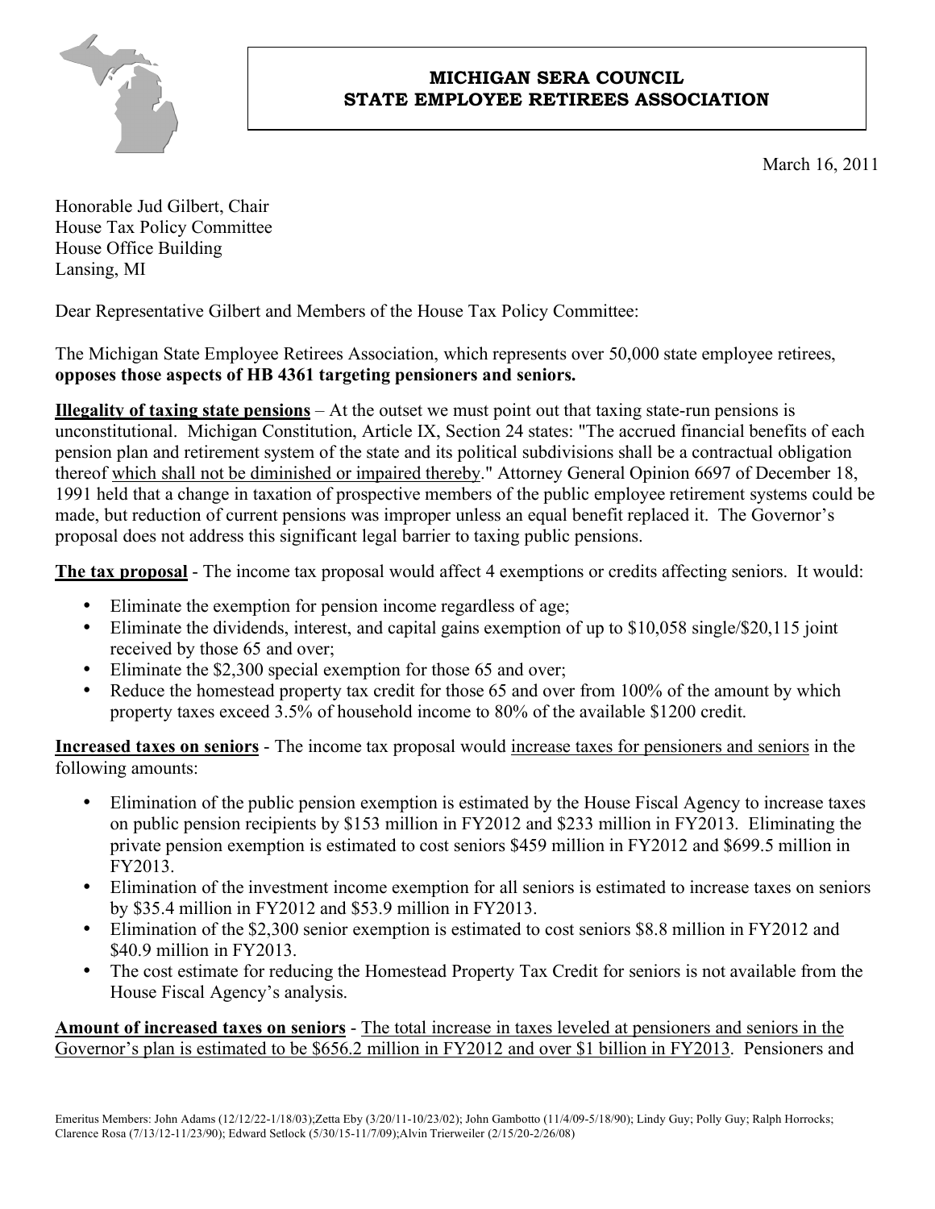# MICHIGAN SERA COUNCIL
# STATE EMPLOYEE RETIREES ASSOCIATION

March 16, 2011

Honorable Jud Gilbert, Chair
House Tax Policy Committee
House Office Building
Lansing, MI

Dear Representative Gilbert and Members of the House Tax Policy Committee:

The Michigan State Employee Retirees Association, which represents over 50,000 state employee retirees, **opposes those aspects of HB 4361 targeting pensioners and seniors.**

**Illegality of taxing state pensions** – At the outset we must point out that taxing state-run pensions is unconstitutional. Michigan Constitution, Article IX, Section 24 states: "The accrued financial benefits of each pension plan and retirement system of the state and its political subdivisions shall be a contractual obligation thereof which shall not be diminished or impaired thereby." Attorney General Opinion 6697 of December 18, 1991 held that a change in taxation of prospective members of the public employee retirement systems could be made, but reduction of current pensions was improper unless an equal benefit replaced it. The Governor's proposal does not address this significant legal barrier to taxing public pensions.

**The tax proposal** - The income tax proposal would affect 4 exemptions or credits affecting seniors. It would:

- Eliminate the exemption for pension income regardless of age;
- Eliminate the dividends, interest, and capital gains exemption of up to $10,058 single/$20,115 joint received by those 65 and over;
- Eliminate the $2,300 special exemption for those 65 and over;
- Reduce the homestead property tax credit for those 65 and over from 100% of the amount by which property taxes exceed 3.5% of household income to 80% of the available $1200 credit.

**Increased taxes on seniors** - The income tax proposal would increase taxes for pensioners and seniors in the following amounts:

- Elimination of the public pension exemption is estimated by the House Fiscal Agency to increase taxes on public pension recipients by $153 million in FY2012 and $233 million in FY2013. Eliminating the private pension exemption is estimated to cost seniors $459 million in FY2012 and $699.5 million in FY2013.
- Elimination of the investment income exemption for all seniors is estimated to increase taxes on seniors by $35.4 million in FY2012 and $53.9 million in FY2013.
- Elimination of the $2,300 senior exemption is estimated to cost seniors $8.8 million in FY2012 and $40.9 million in FY2013.
- The cost estimate for reducing the Homestead Property Tax Credit for seniors is not available from the House Fiscal Agency's analysis.

**Amount of increased taxes on seniors** - The total increase in taxes leveled at pensioners and seniors in the Governor's plan is estimated to be $656.2 million in FY2012 and over $1 billion in FY2013. Pensioners and

Emeritus Members: John Adams (12/12/22-1/18/03);Zetta Eby (3/20/11-10/23/02); John Gambotto (11/4/09-5/18/90); Lindy Guy; Polly Guy; Ralph Horrocks; Clarence Rosa (7/13/12-11/23/90); Edward Setlock (5/30/15-11/7/09);Alvin Trierweiler (2/15/20-2/26/08)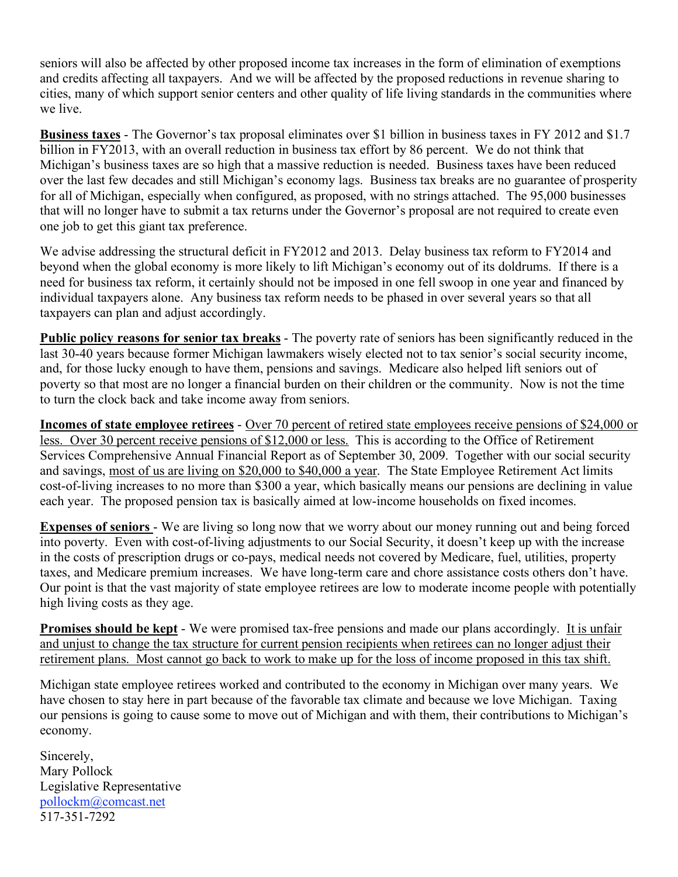seniors will also be affected by other proposed income tax increases in the form of elimination of exemptions and credits affecting all taxpayers. And we will be affected by the proposed reductions in revenue sharing to cities, many of which support senior centers and other quality of life living standards in the communities where we live.

**Business taxes** - The Governor's tax proposal eliminates over $1 billion in business taxes in FY 2012 and $1.7 billion in FY2013, with an overall reduction in business tax effort by 86 percent. We do not think that Michigan's business taxes are so high that a massive reduction is needed. Business taxes have been reduced over the last few decades and still Michigan's economy lags. Business tax breaks are no guarantee of prosperity for all of Michigan, especially when configured, as proposed, with no strings attached. The 95,000 businesses that will no longer have to submit a tax returns under the Governor's proposal are not required to create even one job to get this giant tax preference.

We advise addressing the structural deficit in FY2012 and 2013. Delay business tax reform to FY2014 and beyond when the global economy is more likely to lift Michigan's economy out of its doldrums. If there is a need for business tax reform, it certainly should not be imposed in one fell swoop in one year and financed by individual taxpayers alone. Any business tax reform needs to be phased in over several years so that all taxpayers can plan and adjust accordingly.

**Public policy reasons for senior tax breaks** - The poverty rate of seniors has been significantly reduced in the last 30-40 years because former Michigan lawmakers wisely elected not to tax senior's social security income, and, for those lucky enough to have them, pensions and savings. Medicare also helped lift seniors out of poverty so that most are no longer a financial burden on their children or the community. Now is not the time to turn the clock back and take income away from seniors.

**Incomes of state employee retirees** - Over 70 percent of retired state employees receive pensions of $24,000 or less. Over 30 percent receive pensions of $12,000 or less. This is according to the Office of Retirement Services Comprehensive Annual Financial Report as of September 30, 2009. Together with our social security and savings, most of us are living on $20,000 to $40,000 a year. The State Employee Retirement Act limits cost-of-living increases to no more than $300 a year, which basically means our pensions are declining in value each year. The proposed pension tax is basically aimed at low-income households on fixed incomes.

**Expenses of seniors** - We are living so long now that we worry about our money running out and being forced into poverty. Even with cost-of-living adjustments to our Social Security, it doesn't keep up with the increase in the costs of prescription drugs or co-pays, medical needs not covered by Medicare, fuel, utilities, property taxes, and Medicare premium increases. We have long-term care and chore assistance costs others don't have. Our point is that the vast majority of state employee retirees are low to moderate income people with potentially high living costs as they age.

**Promises should be kept** - We were promised tax-free pensions and made our plans accordingly. It is unfair and unjust to change the tax structure for current pension recipients when retirees can no longer adjust their retirement plans. Most cannot go back to work to make up for the loss of income proposed in this tax shift.

Michigan state employee retirees worked and contributed to the economy in Michigan over many years. We have chosen to stay here in part because of the favorable tax climate and because we love Michigan. Taxing our pensions is going to cause some to move out of Michigan and with them, their contributions to Michigan's economy.

Sincerely,
Mary Pollock
Legislative Representative
pollockm@comcast.net
517-351-7292